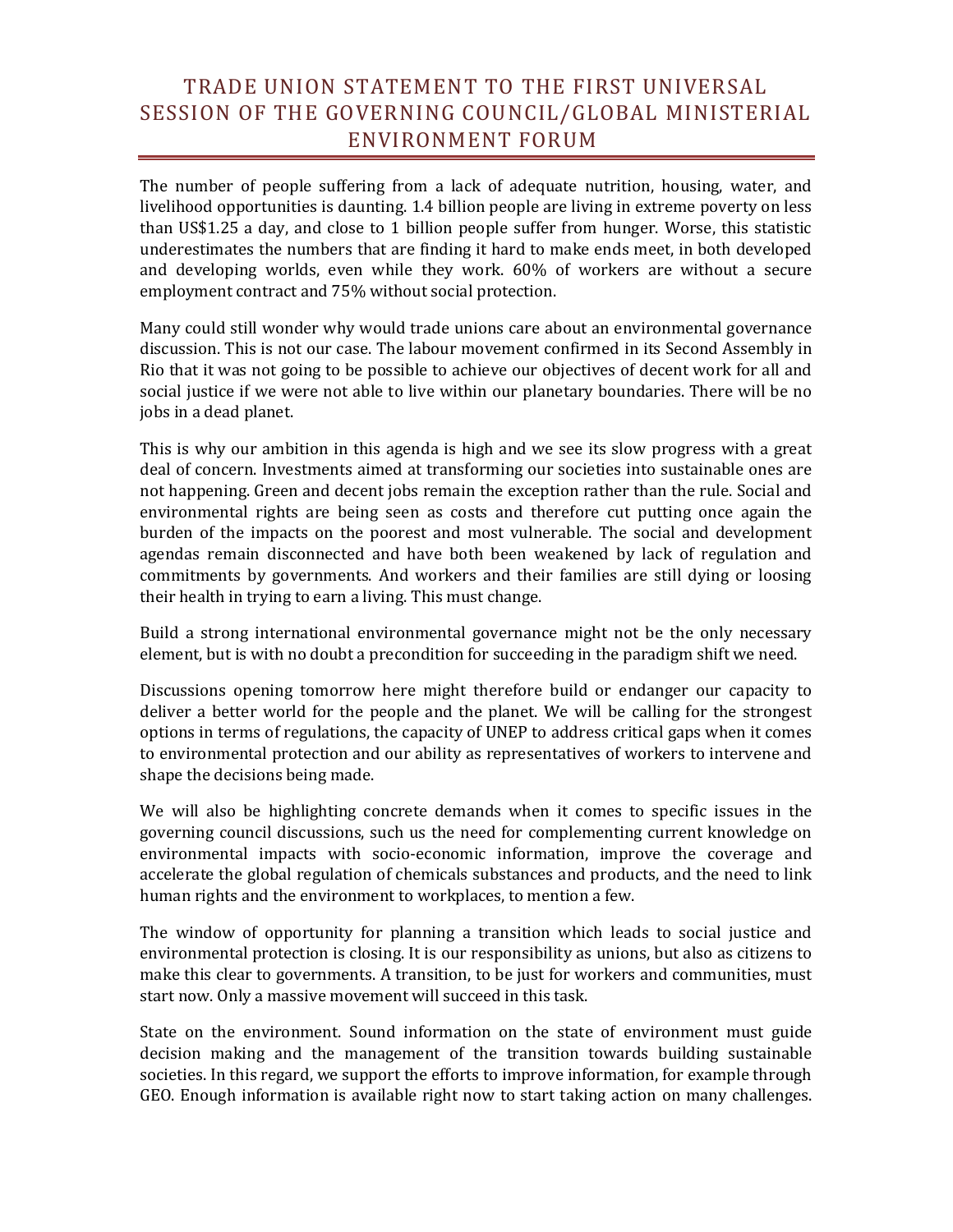# TRADE UNION STATEMENT TO THE FIRST UNIVERSAL SESSION OF THE GOVERNING COUNCIL/GLOBAL MINISTERIAL ENVIRONMENT FORUM

The number of people suffering from a lack of adequate nutrition, housing, water, and livelihood opportunities is daunting. 1.4 billion people are living in extreme poverty on less than US$1.25 a day, and close to 1 billion people suffer from hunger. Worse, this statistic underestimates the numbers that are finding it hard to make ends meet, in both developed and developing worlds, even while they work. 60% of workers are without a secure employment contract and 75% without social protection.

Many could still wonder why would trade unions care about an environmental governance discussion. This is not our case. The labour movement confirmed in its Second Assembly in Rio that it was not going to be possible to achieve our objectives of decent work for all and social justice if we were not able to live within our planetary boundaries. There will be no jobs in a dead planet.

This is why our ambition in this agenda is high and we see its slow progress with a great deal of concern. Investments aimed at transforming our societies into sustainable ones are not happening. Green and decent jobs remain the exception rather than the rule. Social and environmental rights are being seen as costs and therefore cut putting once again the burden of the impacts on the poorest and most vulnerable. The social and development agendas remain disconnected and have both been weakened by lack of regulation and commitments by governments. And workers and their families are still dying or loosing their health in trying to earn a living. This must change.

Build a strong international environmental governance might not be the only necessary element, but is with no doubt a precondition for succeeding in the paradigm shift we need.

Discussions opening tomorrow here might therefore build or endanger our capacity to deliver a better world for the people and the planet. We will be calling for the strongest options in terms of regulations, the capacity of UNEP to address critical gaps when it comes to environmental protection and our ability as representatives of workers to intervene and shape the decisions being made.

We will also be highlighting concrete demands when it comes to specific issues in the governing council discussions, such us the need for complementing current knowledge on environmental impacts with socio-economic information, improve the coverage and accelerate the global regulation of chemicals substances and products, and the need to link human rights and the environment to workplaces, to mention a few.

The window of opportunity for planning a transition which leads to social justice and environmental protection is closing. It is our responsibility as unions, but also as citizens to make this clear to governments. A transition, to be just for workers and communities, must start now. Only a massive movement will succeed in this task.

State on the environment. Sound information on the state of environment must guide decision making and the management of the transition towards building sustainable societies. In this regard, we support the efforts to improve information, for example through GEO. Enough information is available right now to start taking action on many challenges.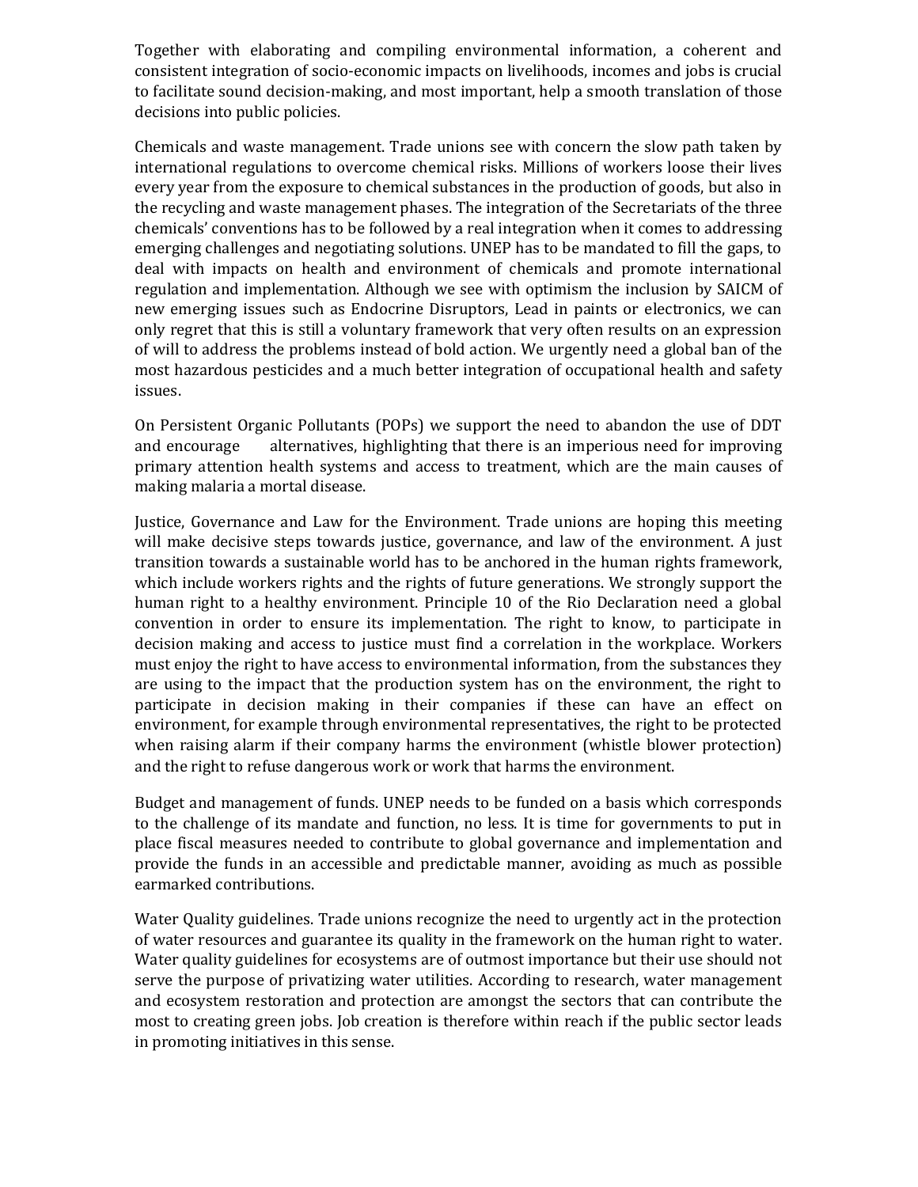Together with elaborating and compiling environmental information, a coherent and consistent integration of socio-economic impacts on livelihoods, incomes and jobs is crucial to facilitate sound decision-making, and most important, help a smooth translation of those decisions into public policies.

Chemicals and waste management. Trade unions see with concern the slow path taken by international regulations to overcome chemical risks. Millions of workers loose their lives every year from the exposure to chemical substances in the production of goods, but also in the recycling and waste management phases. The integration of the Secretariats of the three chemicals' conventions has to be followed by a real integration when it comes to addressing emerging challenges and negotiating solutions. UNEP has to be mandated to fill the gaps, to deal with impacts on health and environment of chemicals and promote international regulation and implementation. Although we see with optimism the inclusion by SAICM of new emerging issues such as Endocrine Disruptors, Lead in paints or electronics, we can only regret that this is still a voluntary framework that very often results on an expression of will to address the problems instead of bold action. We urgently need a global ban of the most hazardous pesticides and a much better integration of occupational health and safety issues.

On Persistent Organic Pollutants (POPs) we support the need to abandon the use of DDT and encourage alternatives, highlighting that there is an imperious need for improving primary attention health systems and access to treatment, which are the main causes of making malaria a mortal disease.

Justice, Governance and Law for the Environment. Trade unions are hoping this meeting will make decisive steps towards justice, governance, and law of the environment. A just transition towards a sustainable world has to be anchored in the human rights framework, which include workers rights and the rights of future generations. We strongly support the human right to a healthy environment. Principle 10 of the Rio Declaration need a global convention in order to ensure its implementation. The right to know, to participate in decision making and access to justice must find a correlation in the workplace. Workers must enjoy the right to have access to environmental information, from the substances they are using to the impact that the production system has on the environment, the right to participate in decision making in their companies if these can have an effect on environment, for example through environmental representatives, the right to be protected when raising alarm if their company harms the environment (whistle blower protection) and the right to refuse dangerous work or work that harms the environment.

Budget and management of funds. UNEP needs to be funded on a basis which corresponds to the challenge of its mandate and function, no less. It is time for governments to put in place fiscal measures needed to contribute to global governance and implementation and provide the funds in an accessible and predictable manner, avoiding as much as possible earmarked contributions.

Water Quality guidelines. Trade unions recognize the need to urgently act in the protection of water resources and guarantee its quality in the framework on the human right to water. Water quality guidelines for ecosystems are of outmost importance but their use should not serve the purpose of privatizing water utilities. According to research, water management and ecosystem restoration and protection are amongst the sectors that can contribute the most to creating green jobs. Job creation is therefore within reach if the public sector leads in promoting initiatives in this sense.